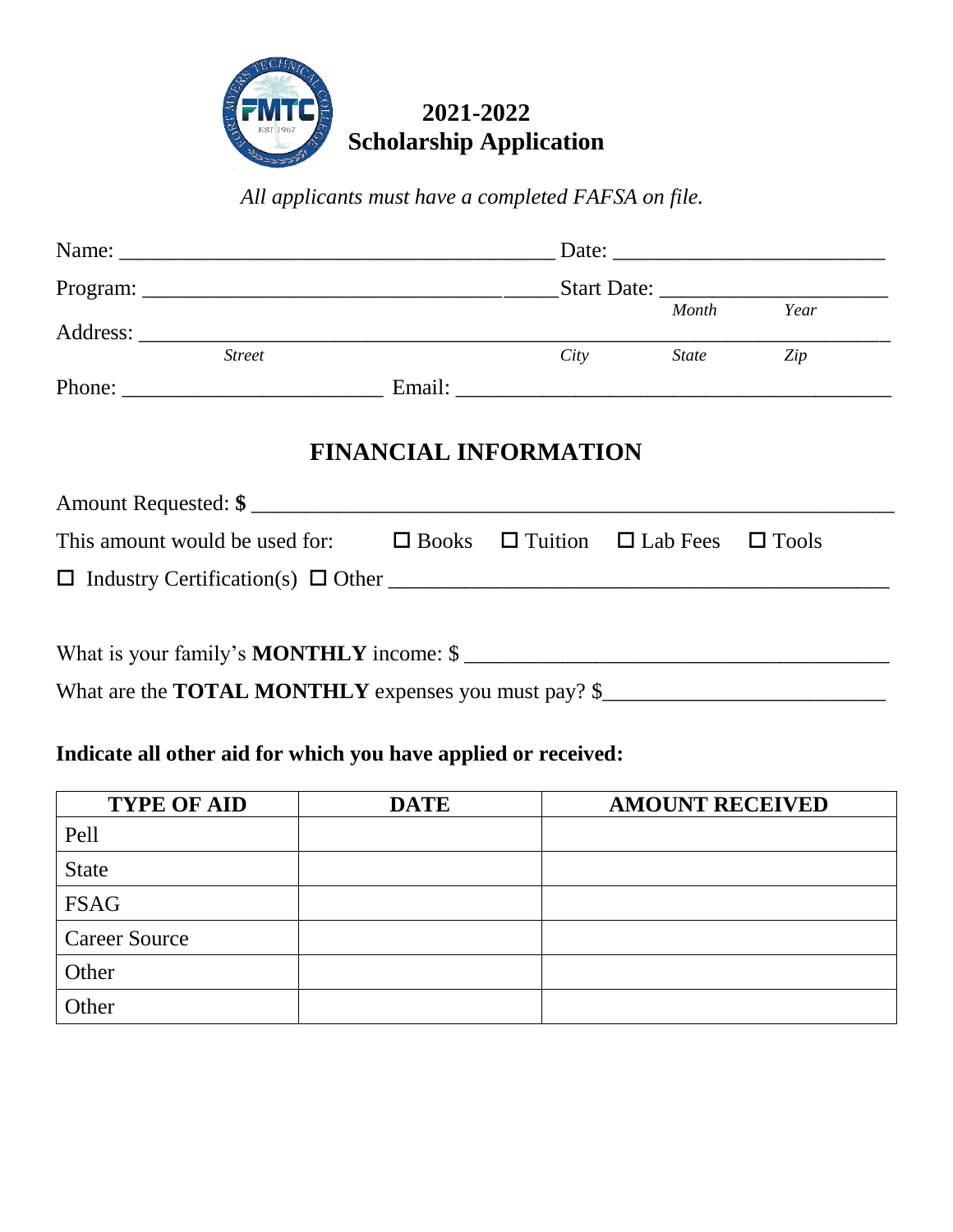# 2021-2022 Scholarship Application

*All applicants must have a completed FAFSA on file.*

Name: ________________________________________ Date: __________________________

Program: ______________________________________ Start Date: _____________________
*Month* *Year*

Address: ___________________________________________________________________
*Street* *City* *State* *Zip*

Phone: ________________________ Email: __________________________________________

## FINANCIAL INFORMATION

Amount Requested: **$** ____________________________________________________________

This amount would be used for: ☐ Books ☐ Tuition ☐ Lab Fees ☐ Tools

☐ Industry Certification(s) ☐ Other ______________________________________________

What is your family's **MONTHLY** income: $ ________________________________________

What are the **TOTAL MONTHLY** expenses you must pay? $__________________________

**Indicate all other aid for which you have applied or received:**

| TYPE OF AID | DATE | AMOUNT RECEIVED |
|---|---|---|
| Pell | | |
| State | | |
| FSAG | | |
| Career Source | | |
| Other | | |
| Other | | |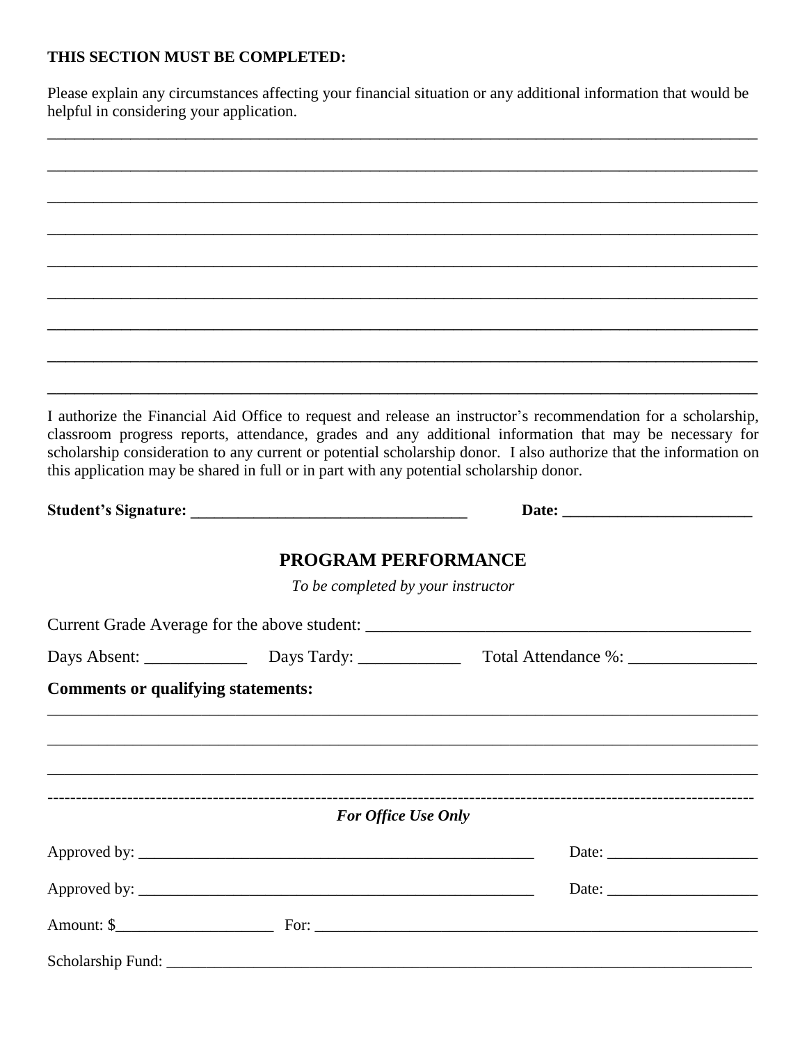**THIS SECTION MUST BE COMPLETED:**

Please explain any circumstances affecting your financial situation or any additional information that would be helpful in considering your application.

_______________________________________________________________________________

_______________________________________________________________________________

_______________________________________________________________________________

_______________________________________________________________________________

_______________________________________________________________________________

_______________________________________________________________________________

_______________________________________________________________________________

_______________________________________________________________________________

_______________________________________________________________________________

I authorize the Financial Aid Office to request and release an instructor's recommendation for a scholarship, classroom progress reports, attendance, grades and any additional information that may be necessary for scholarship consideration to any current or potential scholarship donor. I also authorize that the information on this application may be shared in full or in part with any potential scholarship donor.

**Student's Signature: ___________________________________** **Date: ________________________**

## PROGRAM PERFORMANCE

*To be completed by your instructor*

Current Grade Average for the above student: _____________________________________________

Days Absent: ____________ Days Tardy: ____________ Total Attendance %: _______________

**Comments or qualifying statements:**

_______________________________________________________________________________

_______________________________________________________________________________

_______________________________________________________________________________

---

***For Office Use Only***

Approved by: ___________________________________________________ Date: ___________________

Approved by: ___________________________________________________ Date: ___________________

Amount: $____________________ For: ___________________________________________________________

Scholarship Fund: ______________________________________________________________________________